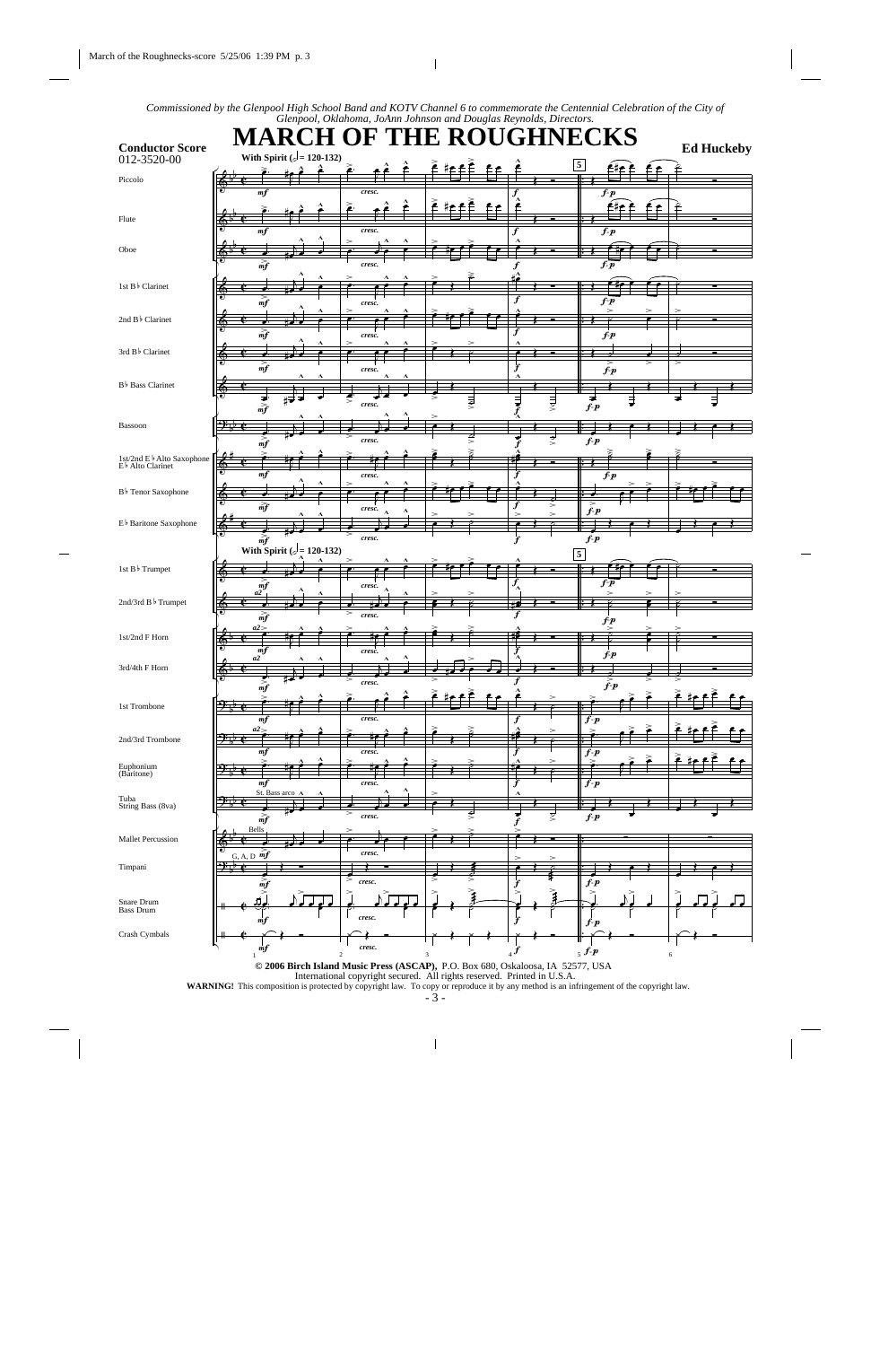*Commissioned by the Glenpool High School Band and KOTV Channel 6 to commemorate the Centennial Celebration of the City of Glenpool, Oklahoma, JoAnn Johnson and Douglas Reynolds, Directors.*

# MARCH OF THE ROUGHNECKS

**Conductor Score**
012-3520-00

**Ed Huckeby**

**© 2006 Birch Island Music Press (ASCAP)**, P.O. Box 680, Oskaloosa, IA 52577, USA
International copyright secured. All rights reserved. Printed in U.S.A.

**WARNING!** This composition is protected by copyright law. To copy or reproduce it by any method is an infringement of the copyright law.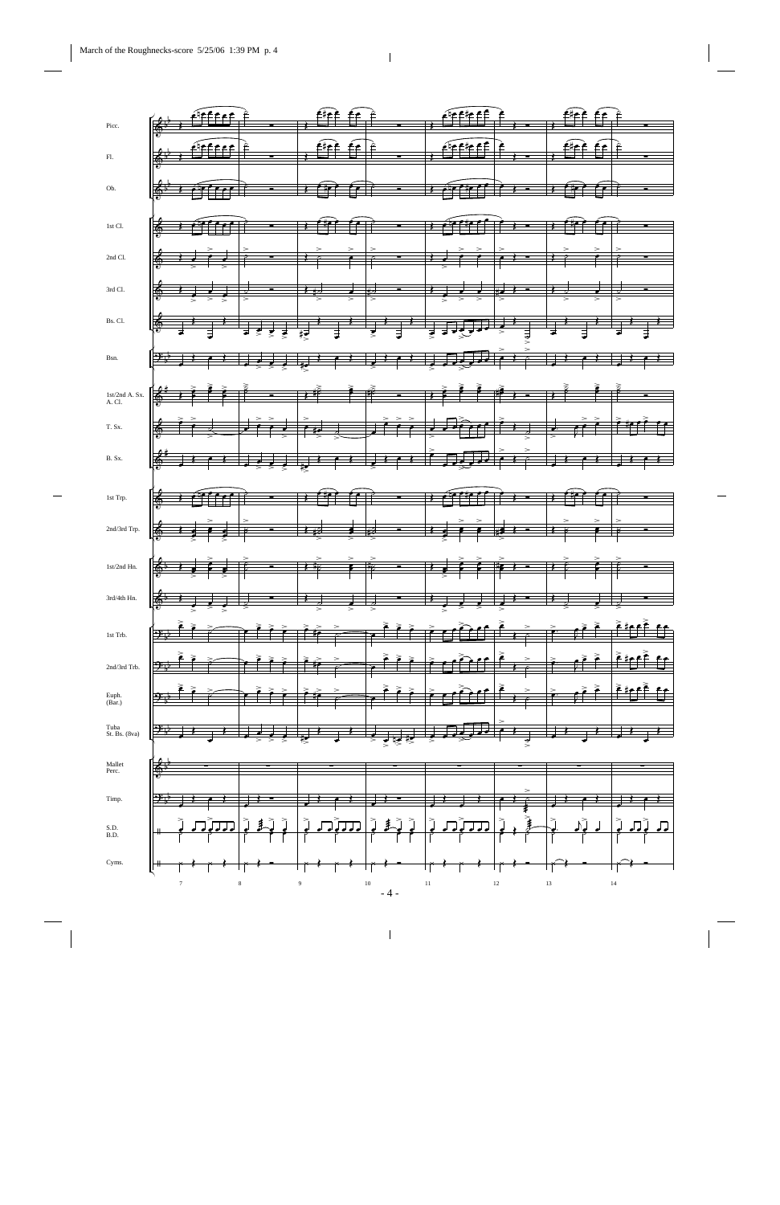Picc.

Fl.

Ob.

1st Cl.

2nd Cl.

3rd Cl.

Bs. Cl.

Bsn.

1st/2nd A. Sx.
A. Cl.

T. Sx.

B. Sx.

1st Trp.

2nd/3rd Trp.

1st/2nd Hn.

3rd/4th Hn.

1st Trb.

2nd/3rd Trb.

Euph.
(Bar.)

Tuba
St. Bs. (8va)

Mallet
Perc.

Timp.

S.D.
B.D.

Cyms.

7 8 9 10 11 12 13 14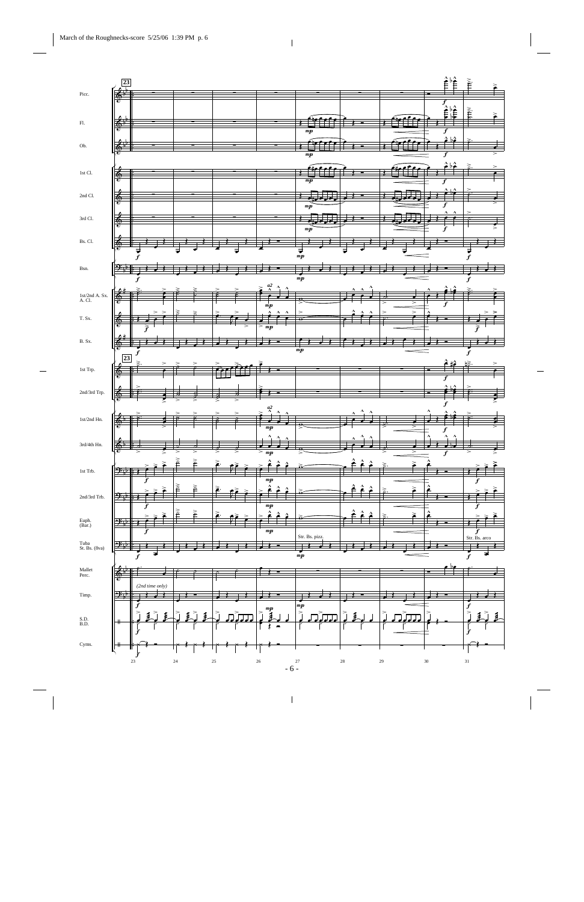23

Picc.

Fl.

Ob.

1st Cl.

2nd Cl.

3rd Cl.

Bs. Cl.

Bsn.

1st/2nd A. Sx.
A. Cl.

T. Sx.

B. Sx.

1st Trp.

2nd/3rd Trp.

1st/2nd Hn.

3rd/4th Hn.

1st Trb.

2nd/3rd Trb.

Euph.
(Bar.)

Tuba
St. Bs. (8va)

Str. Bs. pizz.

Str. Bs. arco

Mallet
Perc.

Timp.

*(2nd time only)*

S.D.
B.D.

Cyms.

*a2*

*mp*

*f*

23 24 25 26 27 28 29 30 31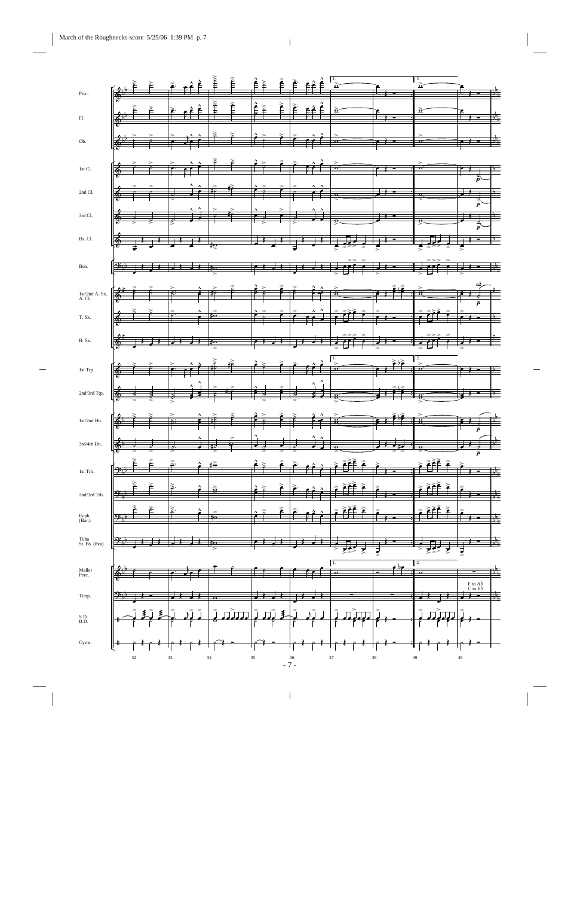Picc.

Fl.

Ob.

1st Cl.

2nd Cl.

3rd Cl.

Bs. Cl.

Bsn.

1st/2nd A. Sx.
A. Cl.

T. Sx.

B. Sx.

1st Trp.

2nd/3rd Trp.

1st/2nd Hn.

3rd/4th Hn.

1st Trb.

2nd/3rd Trb.

Euph.
(Bar.)

Tuba
St. Bs. (8va)

Mallet
Perc.

Timp.

S.D.
B.D.

Cyms.

*p*

*a2*

F to A♭
C to E♭

32 33 34 35 36 37 38 39 40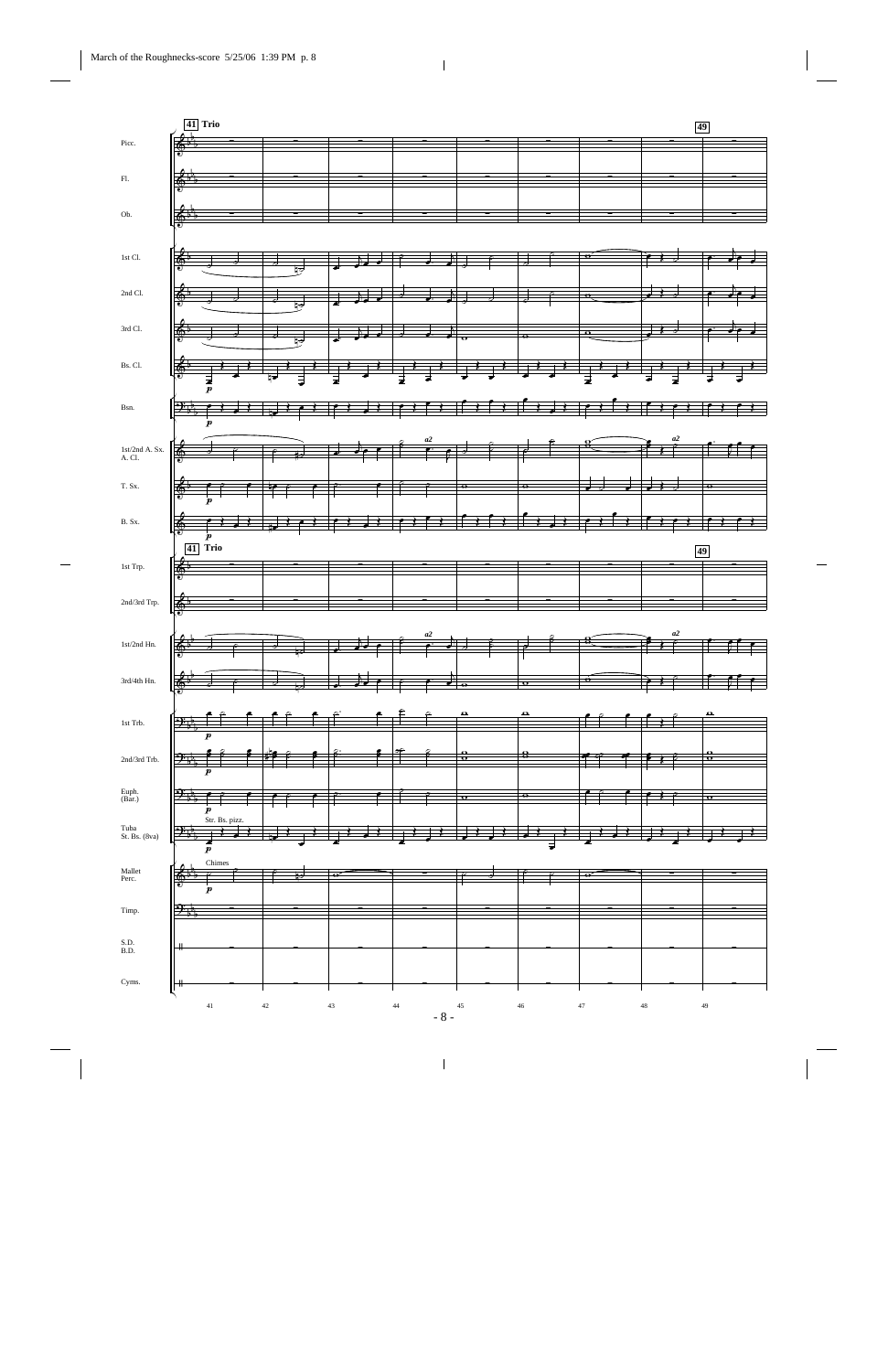**41 Trio**

**49**

Picc.

Fl.

Ob.

1st Cl.

2nd Cl.

3rd Cl.

Bs. Cl.

Bsn.

1st/2nd A. Sx.
A. Cl.

T. Sx.

B. Sx.

**41 Trio**

**49**

1st Trp.

2nd/3rd Trp.

1st/2nd Hn.

3rd/4th Hn.

1st Trb.

2nd/3rd Trb.

Euph.
(Bar.)

Tuba
St. Bs. (8va)

Str. Bs. pizz.

Mallet
Perc.

Chimes

Timp.

S.D.
B.D.

Cyms.

41 42 43 44 45 46 47 48 49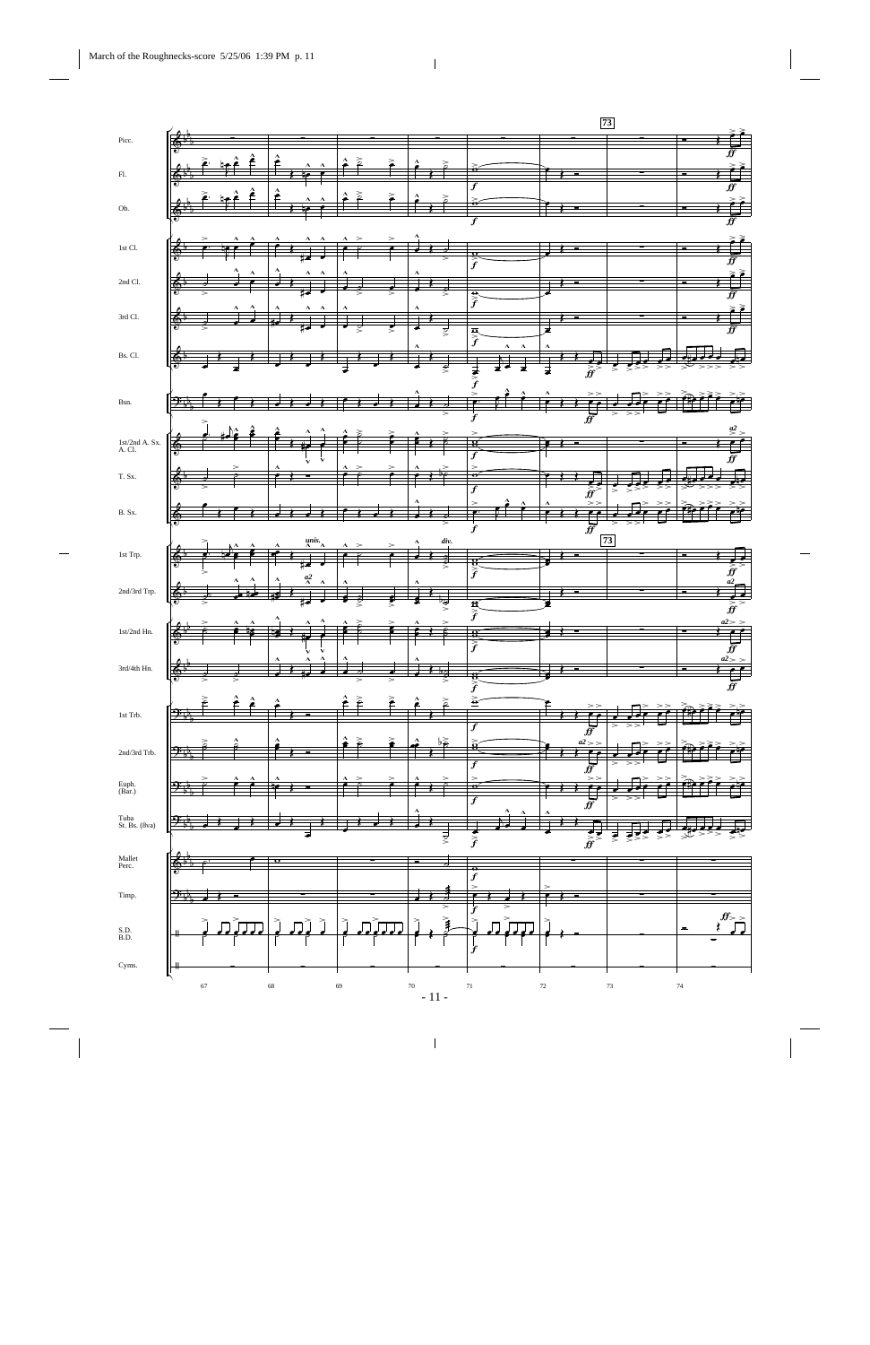Picc.

Fl.

Ob.

1st Cl.

2nd Cl.

3rd Cl.

Bs. Cl.

Bsn.

1st/2nd A. Sx. A. Cl.

T. Sx.

B. Sx.

1st Trp.

2nd/3rd Trp.

1st/2nd Hn.

3rd/4th Hn.

1st Trb.

2nd/3rd Trb.

Euph. (Bar.)

Tuba St. Bs. (8va)

Mallet Perc.

Timp.

S.D. B.D.

Cyms.

73

unis.

div.

a2

67 68 69 70 71 72 73 74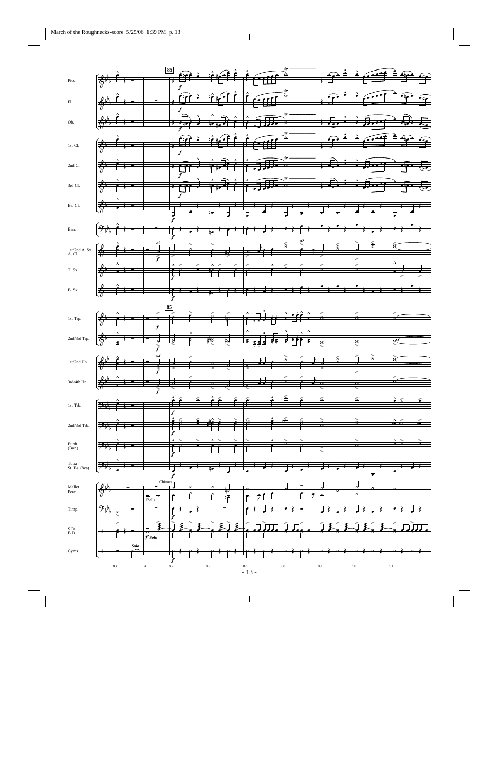85

Picc.
Fl.
Ob.
1st Cl.
2nd Cl.
3rd Cl.
Bs. Cl.
Bsn.
1st/2nd A. Sx. A. Cl.
T. Sx.
B. Sx.

85

1st Trp.
2nd/3rd Trp.
1st/2nd Hn.
3rd/4th Hn.
1st Trb.
2nd/3rd Trb.
Euph. (Bar.)
Tuba St. Bs. (8va)
Mallet Perc.
Timp.
S.D. B.D.
Cyms.

*f*

a2

Chimes

Bells

*f Solo*

Solo

83 84 85 86 87 88 89 90 91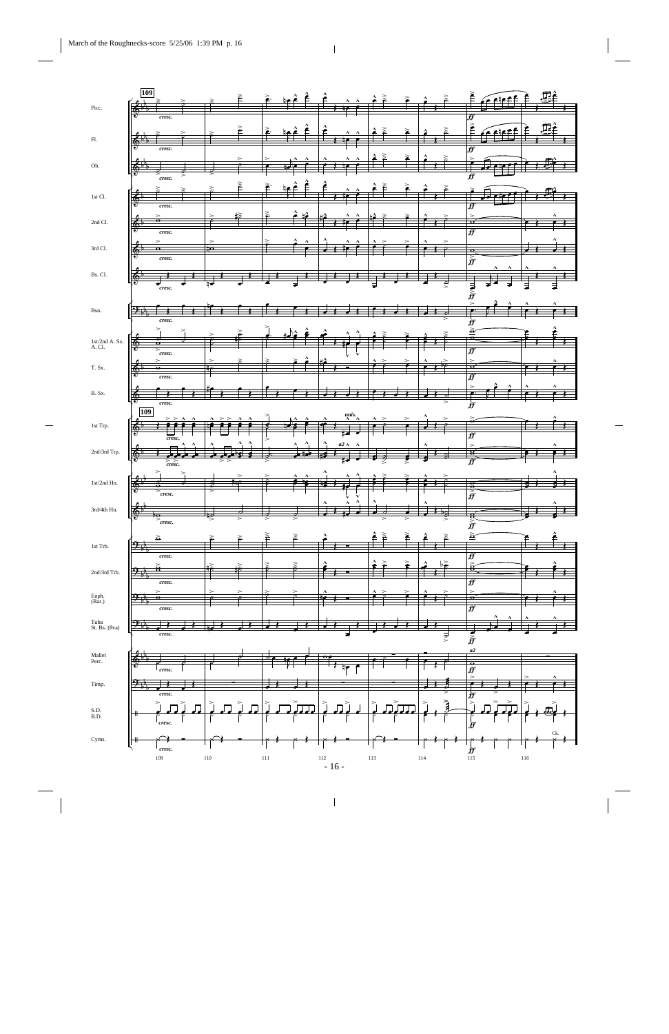**109**

Picc.
Fl.
Ob.
1st Cl.
2nd Cl.
3rd Cl.
Bs. Cl.
Bsn.
1st/2nd A. Sx.
A. Cl.
T. Sx.
B. Sx.
1st Trp.
2nd/3rd Trp.
1st/2nd Hn.
3rd/4th Hn.
1st Trb.
2nd/3rd Trb.
Euph. (Bar.)
Tuba
St. Bs. (8va)
Mallet Perc.
Timp.
S.D.
B.D.
Cyms.

cresc.

*ff*

unis.

a2

Ck.

109 110 111 112 113 114 115 116